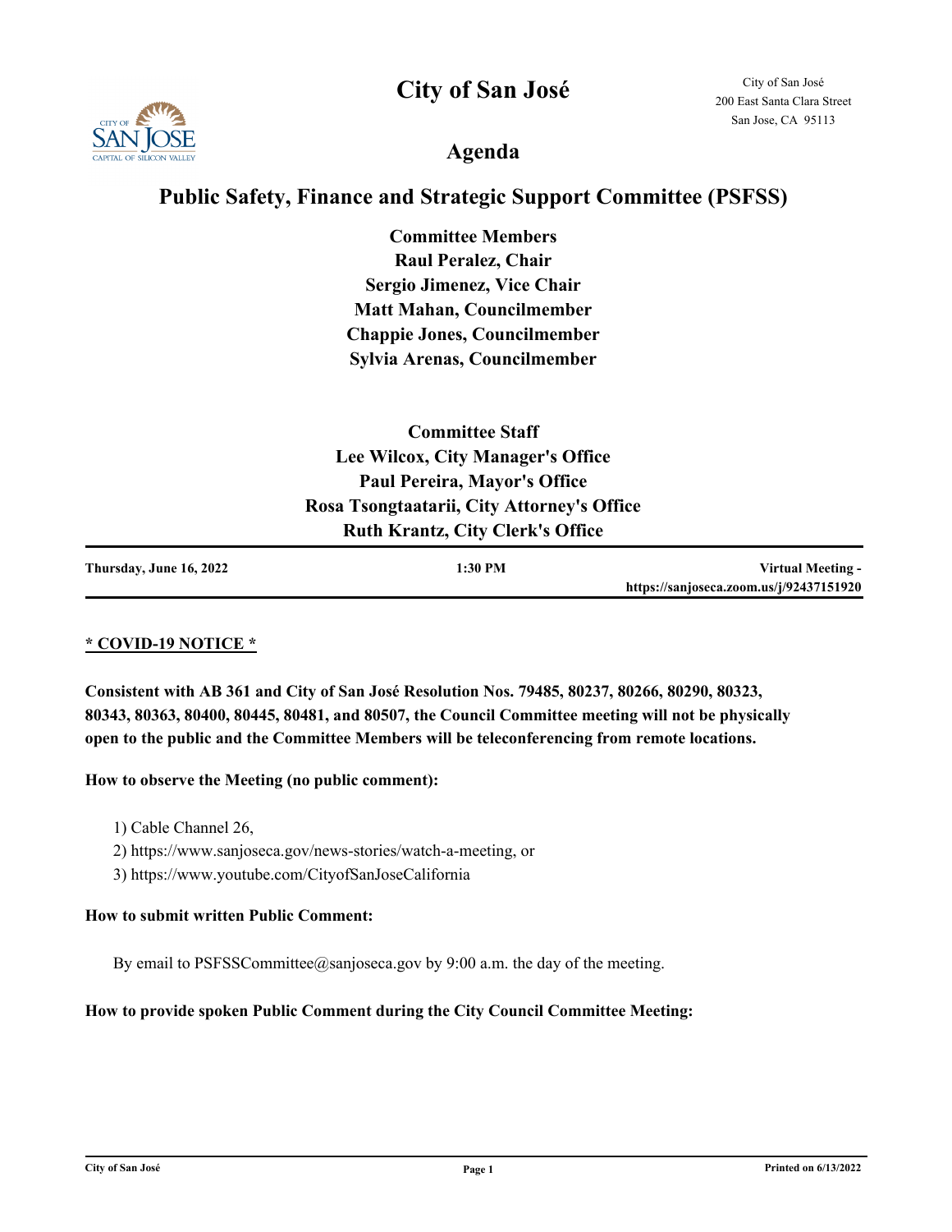# City of San José

City of San José
200 East Santa Clara Street
San Jose, CA 95113

## Agenda

## Public Safety, Finance and Strategic Support Committee (PSFSS)

**Committee Members**
**Raul Peralez, Chair**
**Sergio Jimenez, Vice Chair**
**Matt Mahan, Councilmember**
**Chappie Jones, Councilmember**
**Sylvia Arenas, Councilmember**

**Committee Staff**
**Lee Wilcox, City Manager's Office**
**Paul Pereira, Mayor's Office**
**Rosa Tsongtaatarii, City Attorney's Office**
**Ruth Krantz, City Clerk's Office**

**Thursday, June 16, 2022** | **1:30 PM** | **Virtual Meeting - https://sanjoseca.zoom.us/j/92437151920**

**<u>* COVID-19 NOTICE *</u>**

**Consistent with AB 361 and City of San José Resolution Nos. 79485, 80237, 80266, 80290, 80323, 80343, 80363, 80400, 80445, 80481, and 80507, the Council Committee meeting will not be physically open to the public and the Committee Members will be teleconferencing from remote locations.**

**How to observe the Meeting (no public comment):**

1) Cable Channel 26,
2) https://www.sanjoseca.gov/news-stories/watch-a-meeting, or
3) https://www.youtube.com/CityofSanJoseCalifornia

**How to submit written Public Comment:**

By email to PSFSSCommittee@sanjoseca.gov by 9:00 a.m. the day of the meeting.

**How to provide spoken Public Comment during the City Council Committee Meeting:**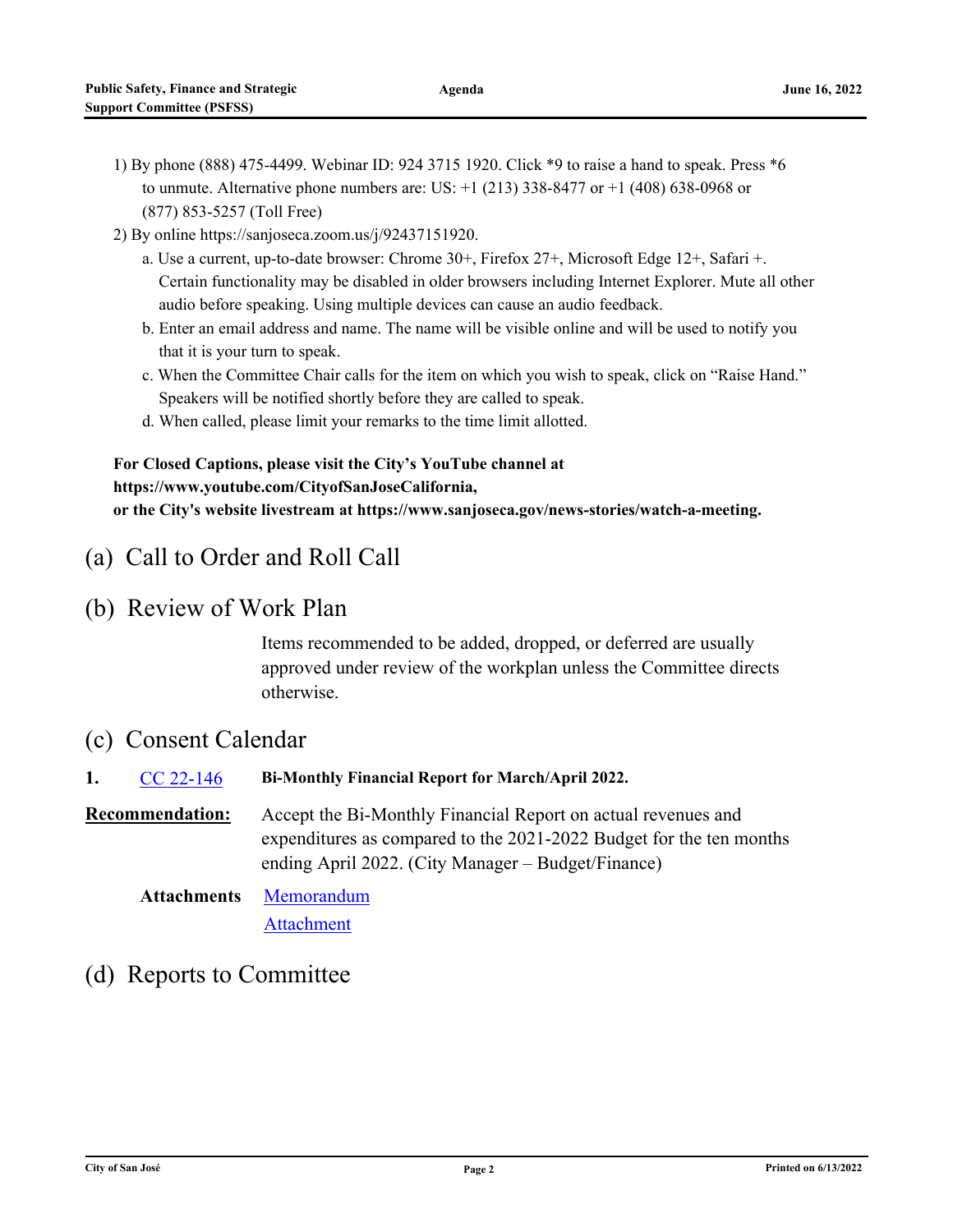1) By phone (888) 475-4499. Webinar ID: 924 3715 1920. Click *9 to raise a hand to speak. Press *6 to unmute. Alternative phone numbers are: US: +1 (213) 338-8477 or +1 (408) 638-0968 or (877) 853-5257 (Toll Free)

2) By online https://sanjoseca.zoom.us/j/92437151920.

   a. Use a current, up-to-date browser: Chrome 30+, Firefox 27+, Microsoft Edge 12+, Safari +. Certain functionality may be disabled in older browsers including Internet Explorer. Mute all other audio before speaking. Using multiple devices can cause an audio feedback.

   b. Enter an email address and name. The name will be visible online and will be used to notify you that it is your turn to speak.

   c. When the Committee Chair calls for the item on which you wish to speak, click on "Raise Hand." Speakers will be notified shortly before they are called to speak.

   d. When called, please limit your remarks to the time limit allotted.

**For Closed Captions, please visit the City's YouTube channel at https://www.youtube.com/CityofSanJoseCalifornia, or the City's website livestream at https://www.sanjoseca.gov/news-stories/watch-a-meeting.**

# (a) Call to Order and Roll Call

# (b) Review of Work Plan

Items recommended to be added, dropped, or deferred are usually approved under review of the workplan unless the Committee directs otherwise.

# (c) Consent Calendar

**1.** CC 22-146 **Bi-Monthly Financial Report for March/April 2022.**

**Recommendation:** Accept the Bi-Monthly Financial Report on actual revenues and expenditures as compared to the 2021-2022 Budget for the ten months ending April 2022. (City Manager – Budget/Finance)

**Attachments** Memorandum
Attachment

# (d) Reports to Committee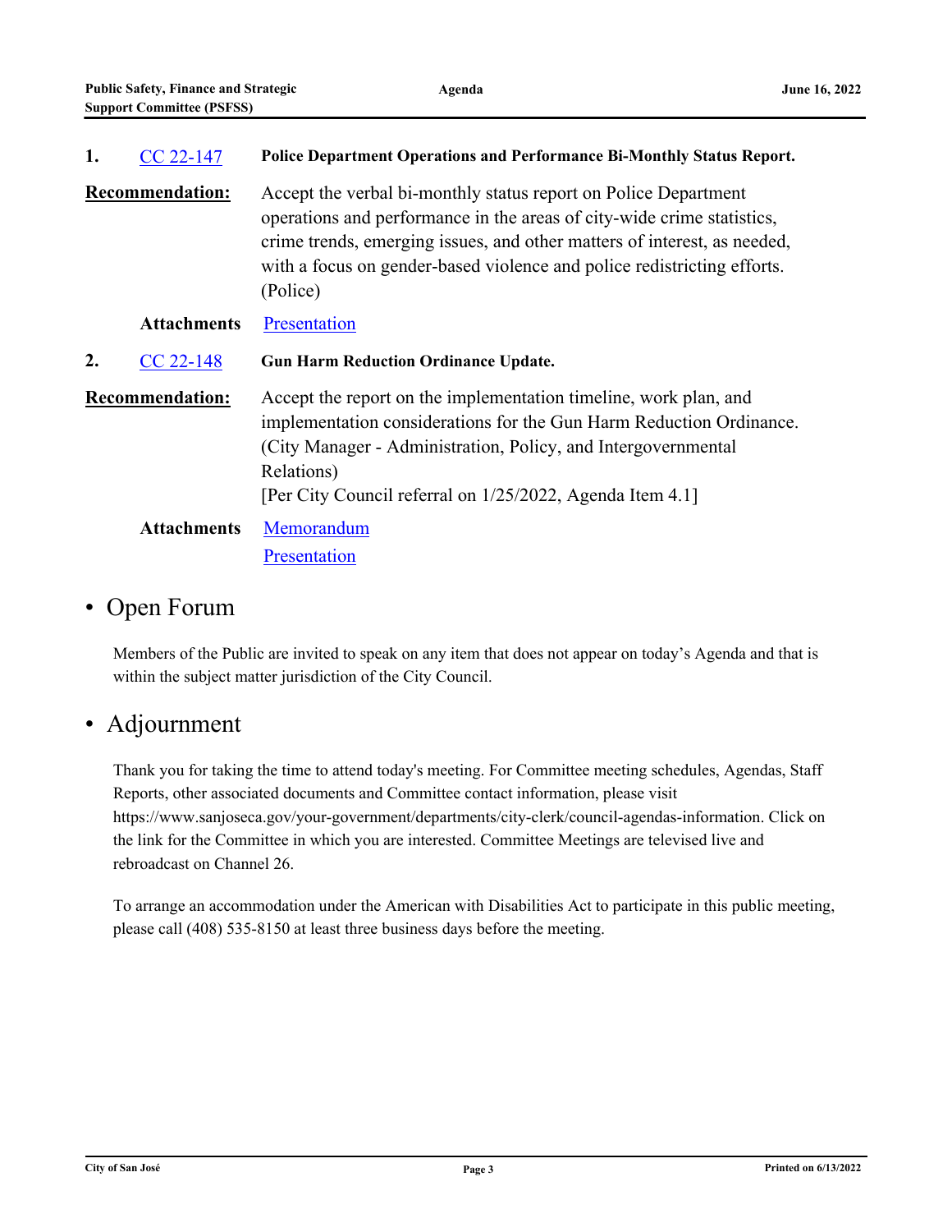**1.** CC 22-147 **Police Department Operations and Performance Bi-Monthly Status Report.**

**Recommendation:** Accept the verbal bi-monthly status report on Police Department operations and performance in the areas of city-wide crime statistics, crime trends, emerging issues, and other matters of interest, as needed, with a focus on gender-based violence and police redistricting efforts. (Police)

**Attachments** Presentation

**2.** CC 22-148 **Gun Harm Reduction Ordinance Update.**

**Recommendation:** Accept the report on the implementation timeline, work plan, and implementation considerations for the Gun Harm Reduction Ordinance. (City Manager - Administration, Policy, and Intergovernmental Relations)
[Per City Council referral on 1/25/2022, Agenda Item 4.1]

**Attachments** Memorandum
Presentation

## • Open Forum

Members of the Public are invited to speak on any item that does not appear on today's Agenda and that is within the subject matter jurisdiction of the City Council.

## • Adjournment

Thank you for taking the time to attend today's meeting. For Committee meeting schedules, Agendas, Staff Reports, other associated documents and Committee contact information, please visit https://www.sanjoseca.gov/your-government/departments/city-clerk/council-agendas-information. Click on the link for the Committee in which you are interested. Committee Meetings are televised live and rebroadcast on Channel 26.

To arrange an accommodation under the American with Disabilities Act to participate in this public meeting, please call (408) 535-8150 at least three business days before the meeting.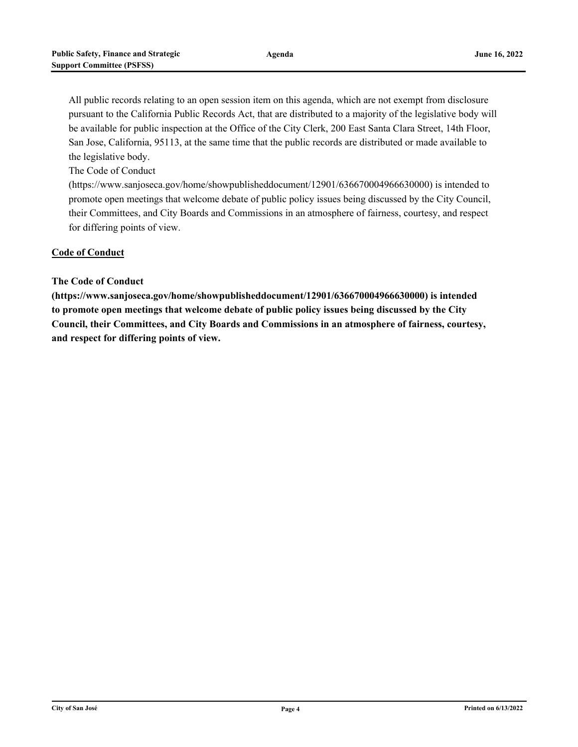All public records relating to an open session item on this agenda, which are not exempt from disclosure pursuant to the California Public Records Act, that are distributed to a majority of the legislative body will be available for public inspection at the Office of the City Clerk, 200 East Santa Clara Street, 14th Floor, San Jose, California, 95113, at the same time that the public records are distributed or made available to the legislative body.

The Code of Conduct (https://www.sanjoseca.gov/home/showpublisheddocument/12901/636670004966630000) is intended to promote open meetings that welcome debate of public policy issues being discussed by the City Council, their Committees, and City Boards and Commissions in an atmosphere of fairness, courtesy, and respect for differing points of view.

## Code of Conduct

**The Code of Conduct (https://www.sanjoseca.gov/home/showpublisheddocument/12901/636670004966630000) is intended to promote open meetings that welcome debate of public policy issues being discussed by the City Council, their Committees, and City Boards and Commissions in an atmosphere of fairness, courtesy, and respect for differing points of view.**